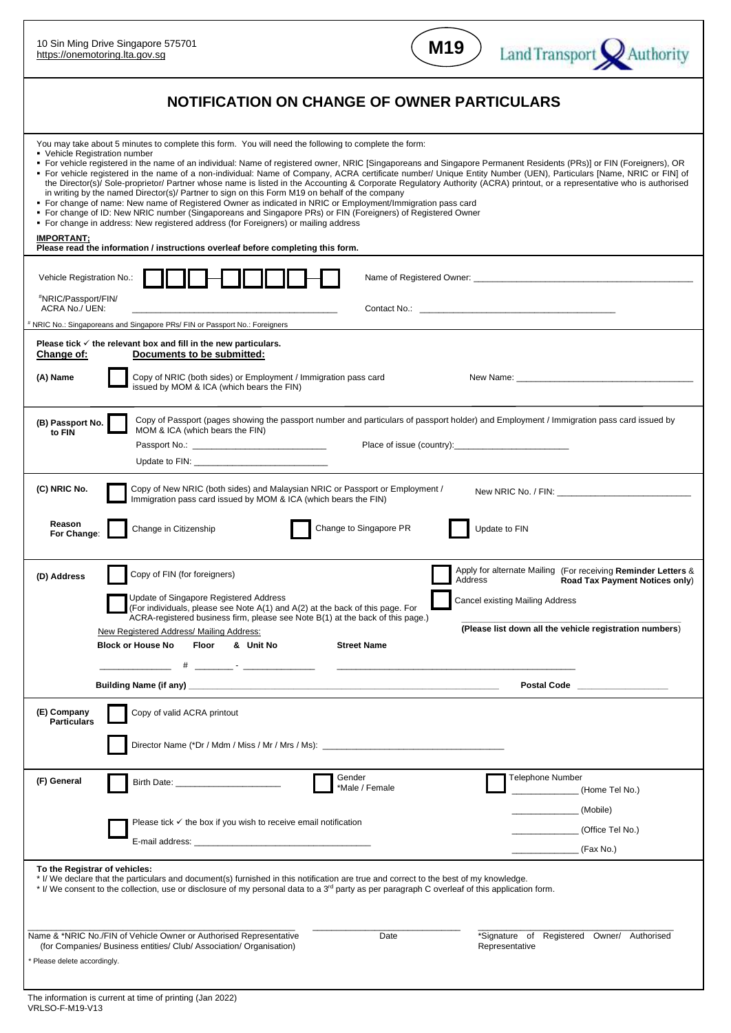10 Sin Ming Drive Singapore 575701
https://onemotoring.lta.gov.sg

**M19**

Land Transport Authority

# NOTIFICATION ON CHANGE OF OWNER PARTICULARS

You may take about 5 minutes to complete this form. You will need the following to complete the form:

- Vehicle Registration number
- For vehicle registered in the name of an individual: Name of registered owner, NRIC [Singaporeans and Singapore Permanent Residents (PRs)] or FIN (Foreigners), OR
- For vehicle registered in the name of a non-individual: Name of Company, ACRA certificate number/ Unique Entity Number (UEN), Particulars [Name, NRIC or FIN] of the Director(s)/ Sole-proprietor/ Partner whose name is listed in the Accounting & Corporate Regulatory Authority (ACRA) printout, or a representative who is authorised in writing by the named Director(s)/ Partner to sign on this Form M19 on behalf of the company
- For change of name: New name of Registered Owner as indicated in NRIC or Employment/Immigration pass card
- For change of ID: New NRIC number (Singaporeans and Singapore PRs) or FIN (Foreigners) of Registered Owner
- For change in address: New registered address (for Foreigners) or mailing address

**IMPORTANT:**
**Please read the information / instructions overleaf before completing this form.**

Vehicle Registration No.: ☐☐☐-☐☐☐☐☐-☐ Name of Registered Owner: ______________________

#NRIC/Passport/FIN/ ACRA No./ UEN: ______________________ Contact No.: ______________________

# NRIC No.: Singaporeans and Singapore PRs/ FIN or Passport No.: Foreigners

**Please tick ✓ the relevant box and fill in the new particulars.**

**Change of:** **Documents to be submitted:**

**(A) Name** ☐ Copy of NRIC (both sides) or Employment / Immigration pass card issued by MOM & ICA (which bears the FIN) New Name: ______________________

**(B) Passport No. to FIN** ☐ Copy of Passport (pages showing the passport number and particulars of passport holder) and Employment / Immigration pass card issued by MOM & ICA (which bears the FIN)

Passport No.: ______________________ Place of issue (country): ______________________

Update to FIN: ______________________

**(C) NRIC No.** ☐ Copy of New NRIC (both sides) and Malaysian NRIC or Passport or Employment / Immigration pass card issued by MOM & ICA (which bears the FIN) New NRIC No. / FIN: ______________________

**Reason For Change**: ☐ Change in Citizenship ☐ Change to Singapore PR ☐ Update to FIN

**(D) Address** ☐ Copy of FIN (for foreigners)

☐ Update of Singapore Registered Address (For individuals, please see Note A(1) and A(2) at the back of this page. For ACRA-registered business firm, please see Note B(1) at the back of this page.)

☐ Apply for alternate Mailing Address (For receiving **Reminder Letters & Road Tax Payment Notices only**)

☐ Cancel existing Mailing Address

______________________
**(Please list down all the vehicle registration numbers)**

New Registered Address/ Mailing Address:

**Block or House No** **Floor** **& Unit No** **Street Name**

__________ # ______ - __________ ______________________

**Building Name (if any)** ______________________ **Postal Code** __________

**(E) Company Particulars** ☐ Copy of valid ACRA printout

☐ Director Name (*Dr / Mdm / Miss / Mr / Mrs / Ms): ______________________

**(F) General** ☐ Birth Date: ______________________ ☐ Gender *Male / Female ☐ Telephone Number

__________ (Home Tel No.)
__________ (Mobile)
__________ (Office Tel No.)
__________ (Fax No.)

☐ Please tick ✓ the box if you wish to receive email notification

E-mail address: ______________________

**To the Registrar of vehicles:**

\* I/ We declare that the particulars and document(s) furnished in this notification are true and correct to the best of my knowledge.

\* I/ We consent to the collection, use or disclosure of my personal data to a 3rd party as per paragraph C overleaf of this application form.

______________________ ______________________ ______________________
Name & *NRIC No./FIN of Vehicle Owner or Authorised Representative (for Companies/ Business entities/ Club/ Association/ Organisation) | Date | *Signature of Registered Owner/ Authorised Representative

\* Please delete accordingly.

The information is current at time of printing (Jan 2022)
VRLSO-F-M19-V13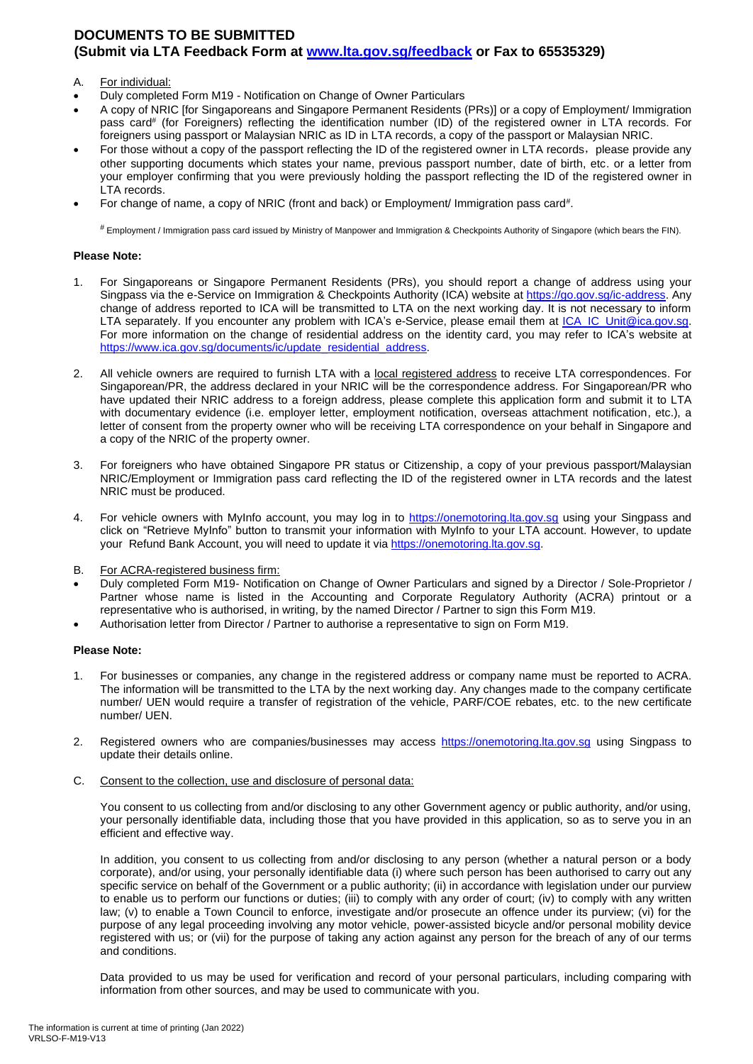## DOCUMENTS TO BE SUBMITTED
## (Submit via LTA Feedback Form at www.lta.gov.sg/feedback or Fax to 65535329)

A. For individual:

- Duly completed Form M19 - Notification on Change of Owner Particulars
- A copy of NRIC [for Singaporeans and Singapore Permanent Residents (PRs)] or a copy of Employment/ Immigration pass card# (for Foreigners) reflecting the identification number (ID) of the registered owner in LTA records. For foreigners using passport or Malaysian NRIC as ID in LTA records, a copy of the passport or Malaysian NRIC.
- For those without a copy of the passport reflecting the ID of the registered owner in LTA records，please provide any other supporting documents which states your name, previous passport number, date of birth, etc. or a letter from your employer confirming that you were previously holding the passport reflecting the ID of the registered owner in LTA records.
- For change of name, a copy of NRIC (front and back) or Employment/ Immigration pass card#.

# Employment / Immigration pass card issued by Ministry of Manpower and Immigration & Checkpoints Authority of Singapore (which bears the FIN).

**Please Note:**

1. For Singaporeans or Singapore Permanent Residents (PRs), you should report a change of address using your Singpass via the e-Service on Immigration & Checkpoints Authority (ICA) website at https://go.gov.sg/ic-address. Any change of address reported to ICA will be transmitted to LTA on the next working day. It is not necessary to inform LTA separately. If you encounter any problem with ICA's e-Service, please email them at ICA_IC_Unit@ica.gov.sg. For more information on the change of residential address on the identity card, you may refer to ICA's website at https://www.ica.gov.sg/documents/ic/update_residential_address.

2. All vehicle owners are required to furnish LTA with a local registered address to receive LTA correspondences. For Singaporean/PR, the address declared in your NRIC will be the correspondence address. For Singaporean/PR who have updated their NRIC address to a foreign address, please complete this application form and submit it to LTA with documentary evidence (i.e. employer letter, employment notification, overseas attachment notification, etc.), a letter of consent from the property owner who will be receiving LTA correspondence on your behalf in Singapore and a copy of the NRIC of the property owner.

3. For foreigners who have obtained Singapore PR status or Citizenship, a copy of your previous passport/Malaysian NRIC/Employment or Immigration pass card reflecting the ID of the registered owner in LTA records and the latest NRIC must be produced.

4. For vehicle owners with MyInfo account, you may log in to https://onemotoring.lta.gov.sg using your Singpass and click on "Retrieve MyInfo" button to transmit your information with MyInfo to your LTA account. However, to update your Refund Bank Account, you will need to update it via https://onemotoring.lta.gov.sg.

B. For ACRA-registered business firm:

- Duly completed Form M19- Notification on Change of Owner Particulars and signed by a Director / Sole-Proprietor / Partner whose name is listed in the Accounting and Corporate Regulatory Authority (ACRA) printout or a representative who is authorised, in writing, by the named Director / Partner to sign this Form M19.
- Authorisation letter from Director / Partner to authorise a representative to sign on Form M19.

**Please Note:**

1. For businesses or companies, any change in the registered address or company name must be reported to ACRA. The information will be transmitted to the LTA by the next working day. Any changes made to the company certificate number/ UEN would require a transfer of registration of the vehicle, PARF/COE rebates, etc. to the new certificate number/ UEN.

2. Registered owners who are companies/businesses may access https://onemotoring.lta.gov.sg using Singpass to update their details online.

C. Consent to the collection, use and disclosure of personal data:

You consent to us collecting from and/or disclosing to any other Government agency or public authority, and/or using, your personally identifiable data, including those that you have provided in this application, so as to serve you in an efficient and effective way.

In addition, you consent to us collecting from and/or disclosing to any person (whether a natural person or a body corporate), and/or using, your personally identifiable data (i) where such person has been authorised to carry out any specific service on behalf of the Government or a public authority; (ii) in accordance with legislation under our purview to enable us to perform our functions or duties; (iii) to comply with any order of court; (iv) to comply with any written law; (v) to enable a Town Council to enforce, investigate and/or prosecute an offence under its purview; (vi) for the purpose of any legal proceeding involving any motor vehicle, power-assisted bicycle and/or personal mobility device registered with us; or (vii) for the purpose of taking any action against any person for the breach of any of our terms and conditions.

Data provided to us may be used for verification and record of your personal particulars, including comparing with information from other sources, and may be used to communicate with you.

The information is current at time of printing (Jan 2022)
VRLSO-F-M19-V13